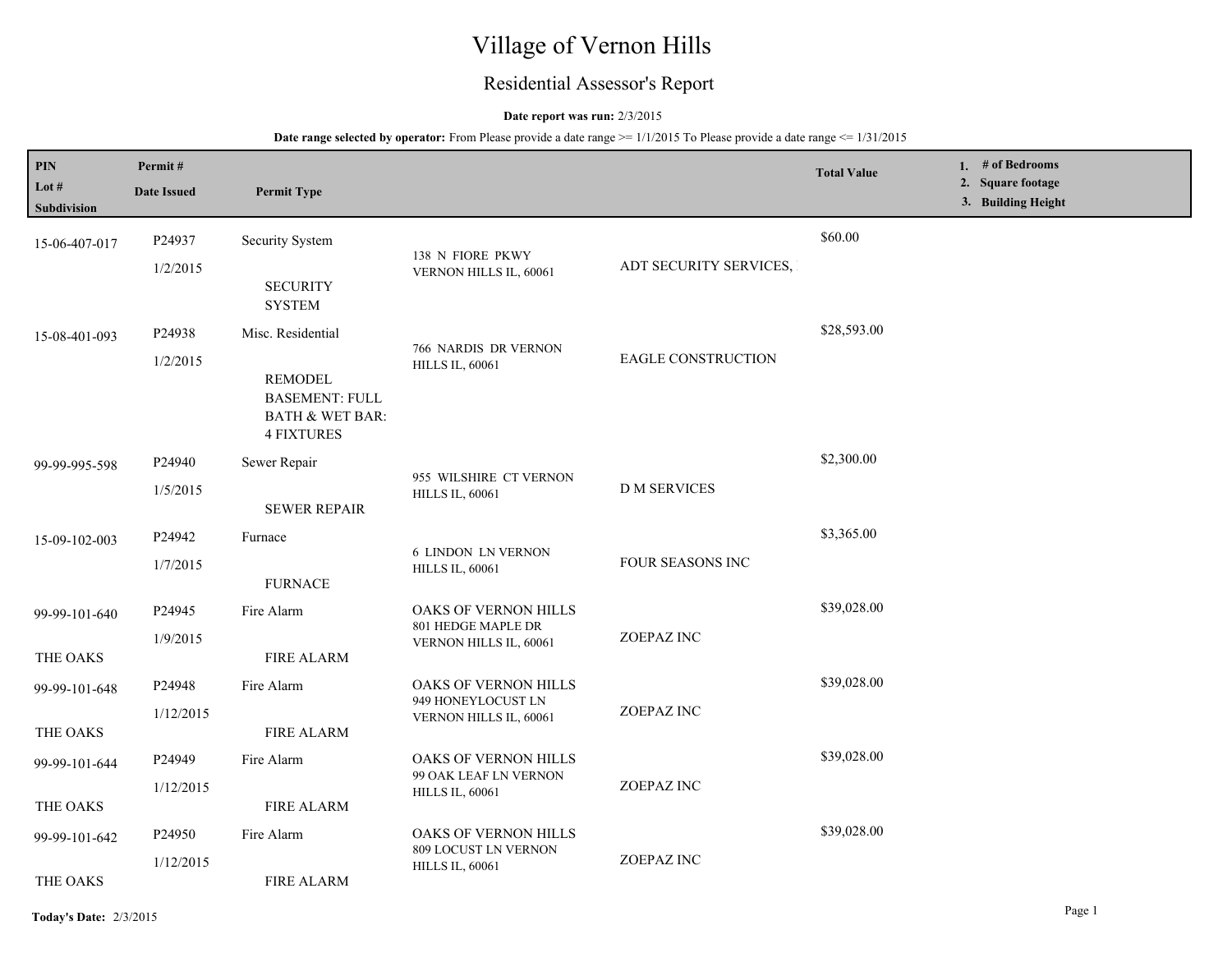# Village of Vernon Hills

## Residential Assessor's Report

**Date report was run:** 2/3/2015

**Date range selected by operator:** From Please provide a date range >= 1/1/2015 To Please provide a date range <= 1/31/2015

| PIN / Lot # / Subdivision | Permit # / Date Issued | Permit Type | Address | Contractor | Total Value | 1. # of Bedrooms 2. Square footage 3. Building Height |
|---|---|---|---|---|---|---|
| 15-06-407-017 | P24937<br>1/2/2015 | Security System<br>SECURITY SYSTEM | 138 N FIORE PKWY VERNON HILLS IL, 60061 | ADT SECURITY SERVICES, | $60.00 | |
| 15-08-401-093 | P24938<br>1/2/2015 | Misc. Residential<br>REMODEL BASEMENT: FULL BATH & WET BAR: 4 FIXTURES | 766 NARDIS DR VERNON HILLS IL, 60061 | EAGLE CONSTRUCTION | $28,593.00 | |
| 99-99-995-598 | P24940<br>1/5/2015 | Sewer Repair<br>SEWER REPAIR | 955 WILSHIRE CT VERNON HILLS IL, 60061 | D M SERVICES | $2,300.00 | |
| 15-09-102-003 | P24942<br>1/7/2015 | Furnace<br>FURNACE | 6 LINDON LN VERNON HILLS IL, 60061 | FOUR SEASONS INC | $3,365.00 | |
| 99-99-101-640<br>THE OAKS | P24945<br>1/9/2015 | Fire Alarm<br>FIRE ALARM | OAKS OF VERNON HILLS<br>801 HEDGE MAPLE DR VERNON HILLS IL, 60061 | ZOEPAZ INC | $39,028.00 | |
| 99-99-101-648<br>THE OAKS | P24948<br>1/12/2015 | Fire Alarm<br>FIRE ALARM | OAKS OF VERNON HILLS<br>949 HONEYLOCUST LN VERNON HILLS IL, 60061 | ZOEPAZ INC | $39,028.00 | |
| 99-99-101-644<br>THE OAKS | P24949<br>1/12/2015 | Fire Alarm<br>FIRE ALARM | OAKS OF VERNON HILLS<br>99 OAK LEAF LN VERNON HILLS IL, 60061 | ZOEPAZ INC | $39,028.00 | |
| 99-99-101-642<br>THE OAKS | P24950<br>1/12/2015 | Fire Alarm<br>FIRE ALARM | OAKS OF VERNON HILLS<br>809 LOCUST LN VERNON HILLS IL, 60061 | ZOEPAZ INC | $39,028.00 | |

**Today's Date:** 2/3/2015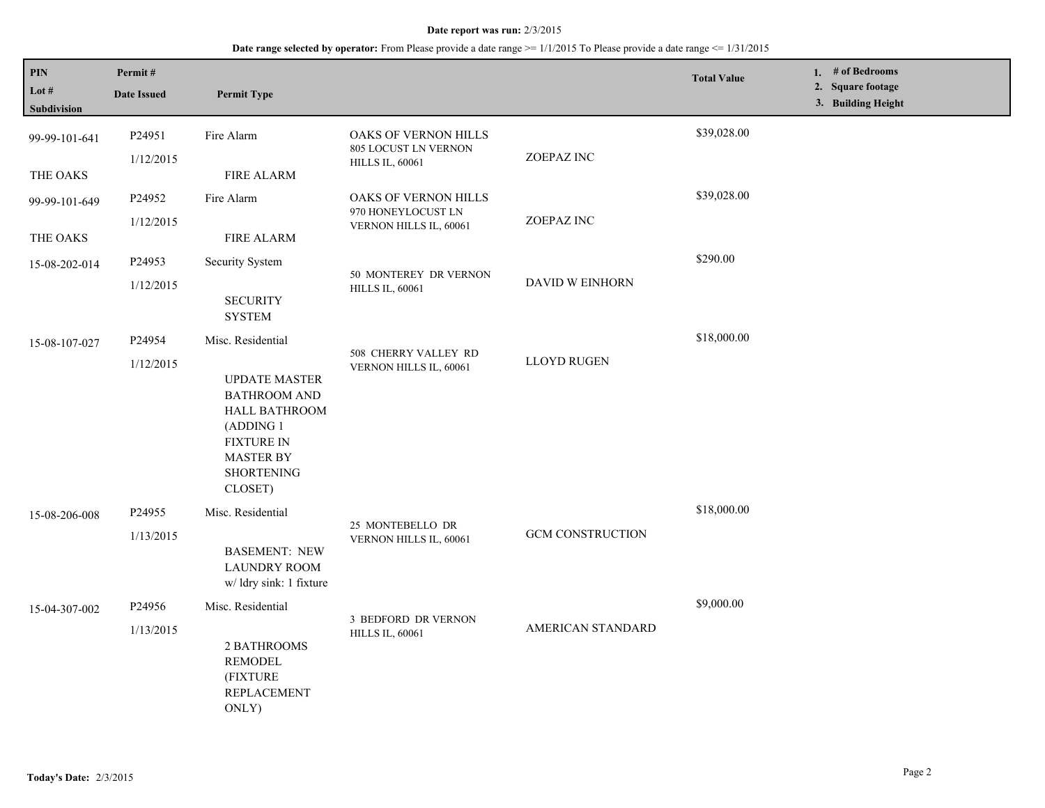**Date report was run:** 2/3/2015

**Date range selected by operator:** From Please provide a date range >= 1/1/2015 To Please provide a date range <= 1/31/2015

| PIN / Lot # / Subdivision | Permit # / Date Issued | Permit Type | | | Total Value | 1. # of Bedrooms 2. Square footage 3. Building Height |
|---|---|---|---|---|---|---|
| 99-99-101-641 THE OAKS | P24951 1/12/2015 | Fire Alarm FIRE ALARM | OAKS OF VERNON HILLS 805 LOCUST LN VERNON HILLS IL, 60061 | ZOEPAZ INC | $39,028.00 | |
| 99-99-101-649 THE OAKS | P24952 1/12/2015 | Fire Alarm FIRE ALARM | OAKS OF VERNON HILLS 970 HONEYLOCUST LN VERNON HILLS IL, 60061 | ZOEPAZ INC | $39,028.00 | |
| 15-08-202-014 | P24953 1/12/2015 | Security System SECURITY SYSTEM | 50 MONTEREY DR VERNON HILLS IL, 60061 | DAVID W EINHORN | $290.00 | |
| 15-08-107-027 | P24954 1/12/2015 | Misc. Residential UPDATE MASTER BATHROOM AND HALL BATHROOM (ADDING 1 FIXTURE IN MASTER BY SHORTENING CLOSET) | 508 CHERRY VALLEY RD VERNON HILLS IL, 60061 | LLOYD RUGEN | $18,000.00 | |
| 15-08-206-008 | P24955 1/13/2015 | Misc. Residential BASEMENT: NEW LAUNDRY ROOM w/ ldry sink: 1 fixture | 25 MONTEBELLO DR VERNON HILLS IL, 60061 | GCM CONSTRUCTION | $18,000.00 | |
| 15-04-307-002 | P24956 1/13/2015 | Misc. Residential 2 BATHROOMS REMODEL (FIXTURE REPLACEMENT ONLY) | 3 BEDFORD DR VERNON HILLS IL, 60061 | AMERICAN STANDARD | $9,000.00 | |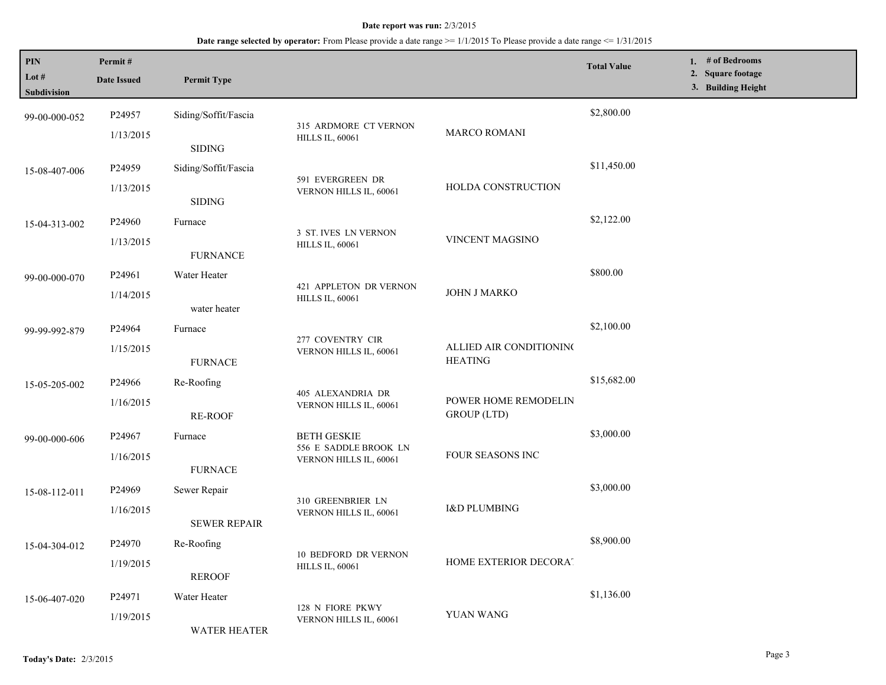**Date report was run:** 2/3/2015

**Date range selected by operator:** From Please provide a date range >= 1/1/2015 To Please provide a date range <= 1/31/2015

| PIN / Lot # / Subdivision | Permit # / Date Issued | Permit Type | | | Total Value | 1. # of Bedrooms 2. Square footage 3. Building Height |
|---|---|---|---|---|---|---|
| 99-00-000-052 | P24957<br>1/13/2015 | Siding/Soffit/Fascia<br>SIDING | 315 ARDMORE CT VERNON HILLS IL, 60061 | MARCO ROMANI | $2,800.00 | |
| 15-08-407-006 | P24959<br>1/13/2015 | Siding/Soffit/Fascia<br>SIDING | 591 EVERGREEN DR VERNON HILLS IL, 60061 | HOLDA CONSTRUCTION | $11,450.00 | |
| 15-04-313-002 | P24960<br>1/13/2015 | Furnace<br>FURNANCE | 3 ST. IVES LN VERNON HILLS IL, 60061 | VINCENT MAGSINO | $2,122.00 | |
| 99-00-000-070 | P24961<br>1/14/2015 | Water Heater<br>water heater | 421 APPLETON DR VERNON HILLS IL, 60061 | JOHN J MARKO | $800.00 | |
| 99-99-992-879 | P24964<br>1/15/2015 | Furnace<br>FURNACE | 277 COVENTRY CIR VERNON HILLS IL, 60061 | ALLIED AIR CONDITIONING HEATING | $2,100.00 | |
| 15-05-205-002 | P24966<br>1/16/2015 | Re-Roofing<br>RE-ROOF | 405 ALEXANDRIA DR VERNON HILLS IL, 60061 | POWER HOME REMODELIN GROUP (LTD) | $15,682.00 | |
| 99-00-000-606 | P24967<br>1/16/2015 | Furnace<br>FURNACE | BETH GESKIE<br>556 E SADDLE BROOK LN VERNON HILLS IL, 60061 | FOUR SEASONS INC | $3,000.00 | |
| 15-08-112-011 | P24969<br>1/16/2015 | Sewer Repair<br>SEWER REPAIR | 310 GREENBRIER LN VERNON HILLS IL, 60061 | I&D PLUMBING | $3,000.00 | |
| 15-04-304-012 | P24970<br>1/19/2015 | Re-Roofing<br>REROOF | 10 BEDFORD DR VERNON HILLS IL, 60061 | HOME EXTERIOR DECORAT | $8,900.00 | |
| 15-06-407-020 | P24971<br>1/19/2015 | Water Heater<br>WATER HEATER | 128 N FIORE PKWY VERNON HILLS IL, 60061 | YUAN WANG | $1,136.00 | |

**Today's Date:** 2/3/2015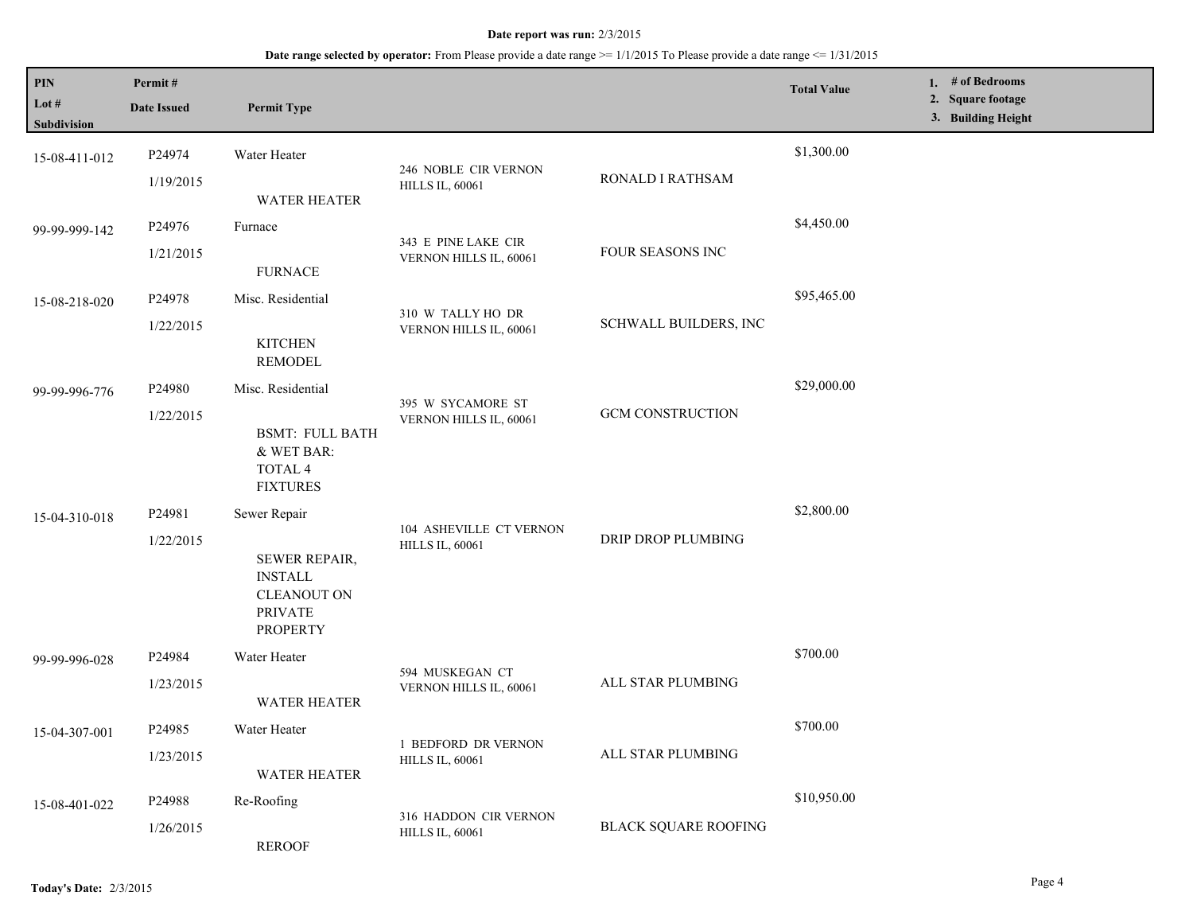**Date report was run:** 2/3/2015

**Date range selected by operator:** From Please provide a date range >= 1/1/2015 To Please provide a date range <= 1/31/2015

| PIN / Lot # / Subdivision | Permit # / Date Issued | Permit Type | | | Total Value | 1. # of Bedrooms 2. Square footage 3. Building Height |
|---|---|---|---|---|---|---|
| 15-08-411-012 | P24974 1/19/2015 | Water Heater WATER HEATER | 246 NOBLE CIR VERNON HILLS IL, 60061 | RONALD I RATHSAM | $1,300.00 | |
| 99-99-999-142 | P24976 1/21/2015 | Furnace FURNACE | 343 E PINE LAKE CIR VERNON HILLS IL, 60061 | FOUR SEASONS INC | $4,450.00 | |
| 15-08-218-020 | P24978 1/22/2015 | Misc. Residential KITCHEN REMODEL | 310 W TALLY HO DR VERNON HILLS IL, 60061 | SCHWALL BUILDERS, INC | $95,465.00 | |
| 99-99-996-776 | P24980 1/22/2015 | Misc. Residential BSMT: FULL BATH & WET BAR: TOTAL 4 FIXTURES | 395 W SYCAMORE ST VERNON HILLS IL, 60061 | GCM CONSTRUCTION | $29,000.00 | |
| 15-04-310-018 | P24981 1/22/2015 | Sewer Repair SEWER REPAIR, INSTALL CLEANOUT ON PRIVATE PROPERTY | 104 ASHEVILLE CT VERNON HILLS IL, 60061 | DRIP DROP PLUMBING | $2,800.00 | |
| 99-99-996-028 | P24984 1/23/2015 | Water Heater WATER HEATER | 594 MUSKEGAN CT VERNON HILLS IL, 60061 | ALL STAR PLUMBING | $700.00 | |
| 15-04-307-001 | P24985 1/23/2015 | Water Heater WATER HEATER | 1 BEDFORD DR VERNON HILLS IL, 60061 | ALL STAR PLUMBING | $700.00 | |
| 15-08-401-022 | P24988 1/26/2015 | Re-Roofing REROOF | 316 HADDON CIR VERNON HILLS IL, 60061 | BLACK SQUARE ROOFING | $10,950.00 | |

**Today's Date:** 2/3/2015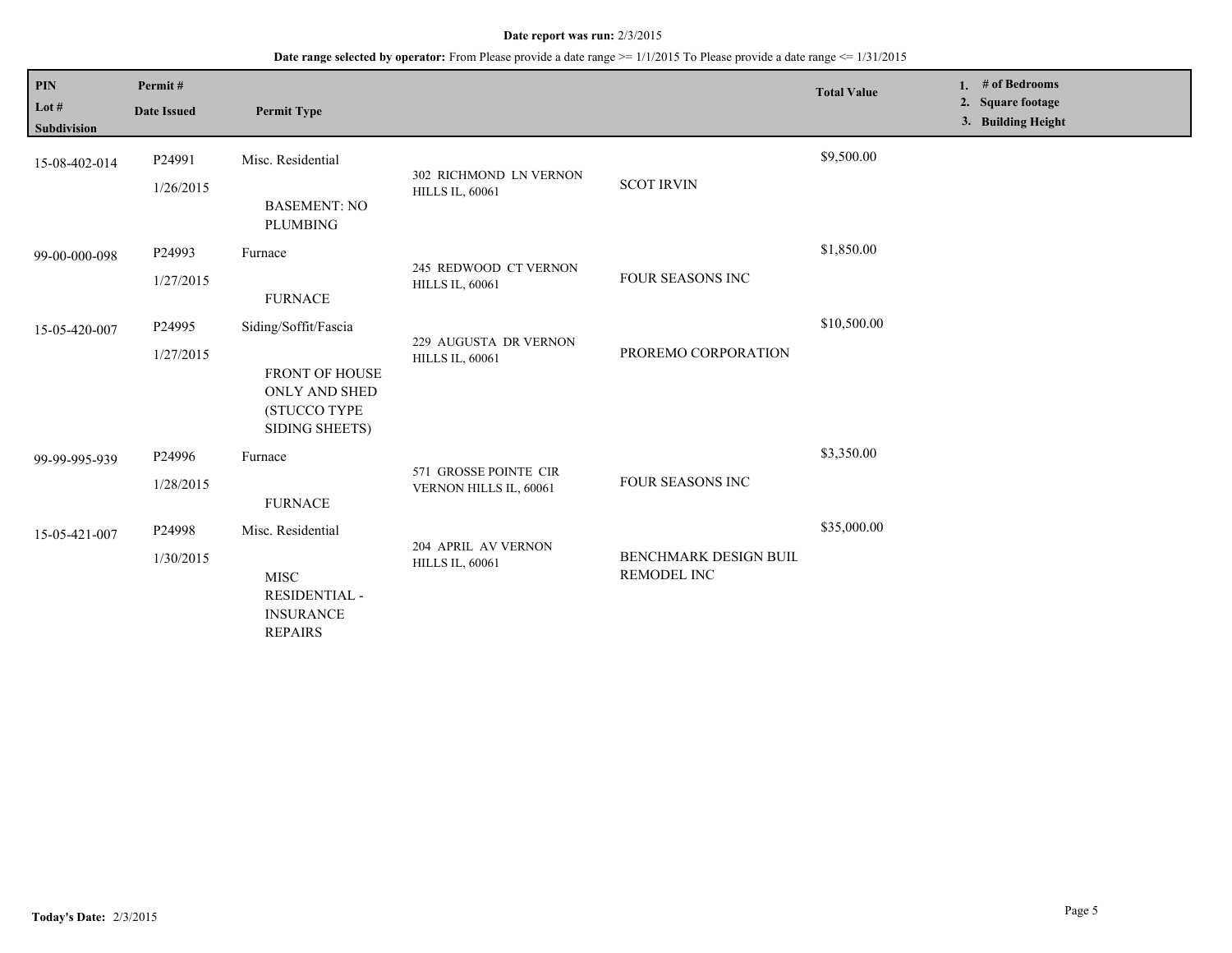**Date report was run:** 2/3/2015

**Date range selected by operator:** From Please provide a date range >= 1/1/2015 To Please provide a date range <= 1/31/2015

| PIN<br>Lot #<br>Subdivision | Permit #<br>Date Issued | Permit Type | | | Total Value | 1. # of Bedrooms<br>2. Square footage<br>3. Building Height |
|---|---|---|---|---|---|---|
| 15-08-402-014 | P24991<br>1/26/2015 | Misc. Residential<br><br>BASEMENT: NO PLUMBING | 302 RICHMOND LN VERNON HILLS IL, 60061 | SCOT IRVIN | $9,500.00 | |
| 99-00-000-098 | P24993<br>1/27/2015 | Furnace<br><br>FURNACE | 245 REDWOOD CT VERNON HILLS IL, 60061 | FOUR SEASONS INC | $1,850.00 | |
| 15-05-420-007 | P24995<br>1/27/2015 | Siding/Soffit/Fascia<br><br>FRONT OF HOUSE ONLY AND SHED (STUCCO TYPE SIDING SHEETS) | 229 AUGUSTA DR VERNON HILLS IL, 60061 | PROREMO CORPORATION | $10,500.00 | |
| 99-99-995-939 | P24996<br>1/28/2015 | Furnace<br><br>FURNACE | 571 GROSSE POINTE CIR VERNON HILLS IL, 60061 | FOUR SEASONS INC | $3,350.00 | |
| 15-05-421-007 | P24998<br>1/30/2015 | Misc. Residential<br><br>MISC RESIDENTIAL - INSURANCE REPAIRS | 204 APRIL AV VERNON HILLS IL, 60061 | BENCHMARK DESIGN BUIL REMODEL INC | $35,000.00 | |

**Today's Date:** 2/3/2015